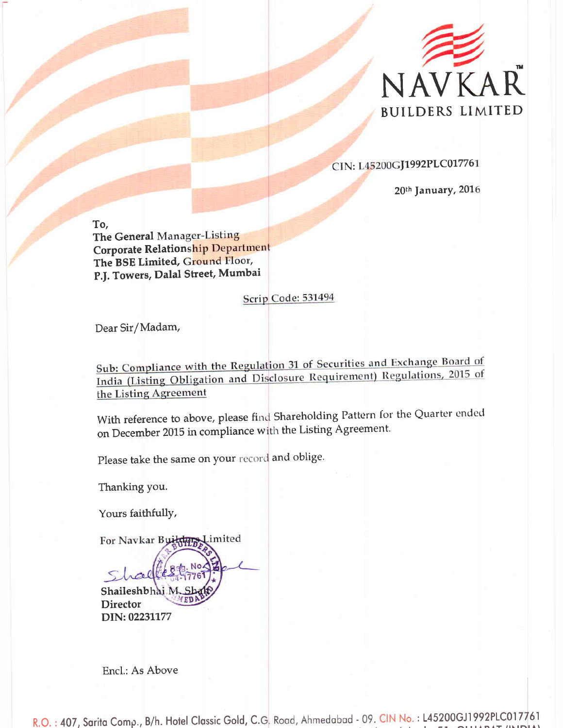**NAVKAR™**
**BUILDERS LIMITED**

CIN: L45200GJ1992PLC017761

20th January, 2016

To,
**The General Manager-Listing**
**Corporate Relationship Department**
**The BSE Limited, Ground Floor,**
**P.J. Towers, Dalal Street, Mumbai**

Scrip Code: 531494

Dear Sir/Madam,

Sub: Compliance with the Regulation 31 of Securities and Exchange Board of India (Listing Obligation and Disclosure Requirement) Regulations, 2015 of the Listing Agreement

With reference to above, please find Shareholding Pattern for the Quarter ended on December 2015 in compliance with the Listing Agreement.

Please take the same on your record and oblige.

Thanking you.

Yours faithfully,

For Navkar Builders Limited

Shaileshbhai M. Shah
**Director**
**DIN: 02231177**

Encl.: As Above

R.O. : 407, Sarita Comp., B/h. Hotel Classic Gold, C.G. Road, Ahmedabad - 09. CIN No. : L45200GJ1992PLC017761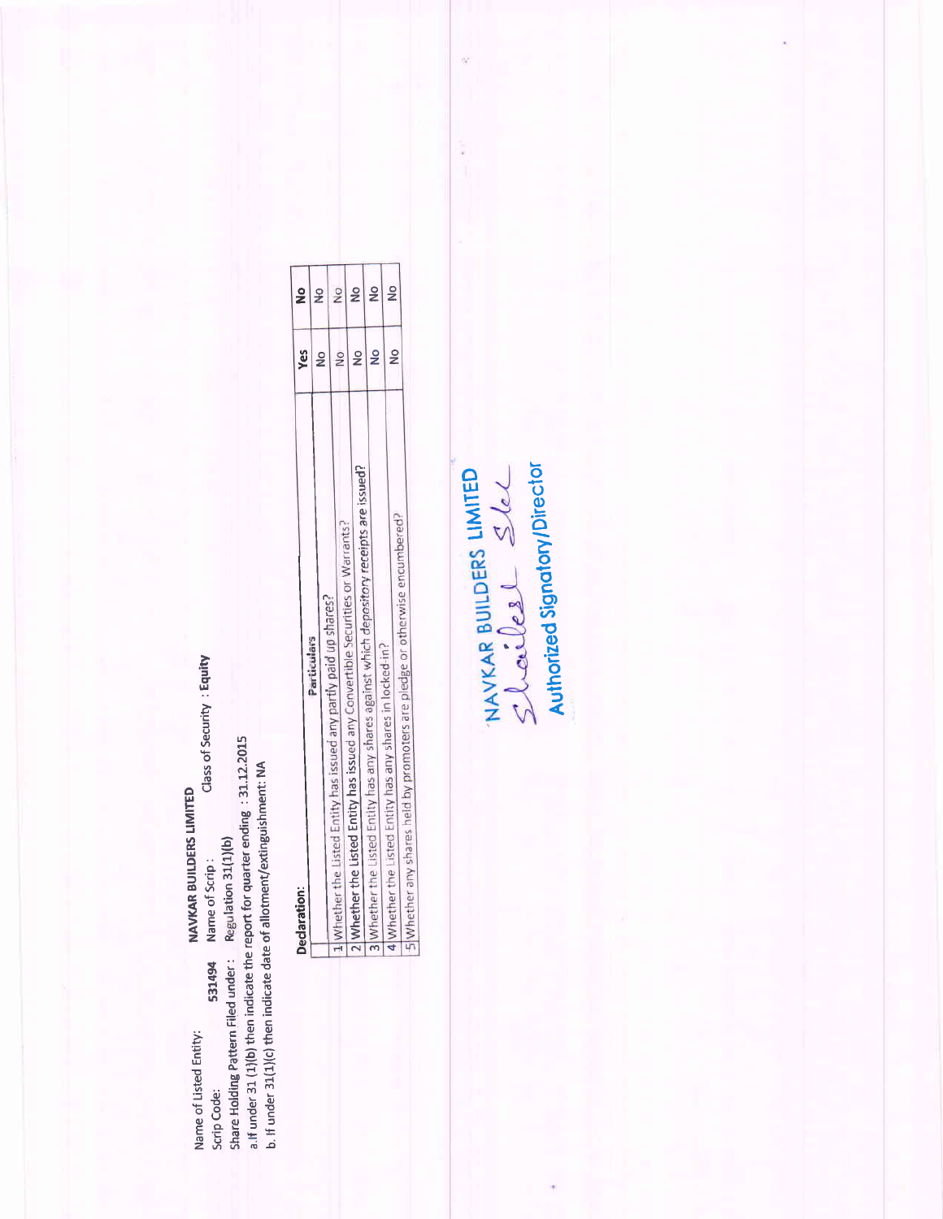Name of Listed Entity: **NAVKAR BUILDERS LIMITED**

Scrip Code: **531494** Name of Scrip : Class of Security : **Equity**

Share Holding Pattern Filed under : Regulation 31(1)(b)

a.If under 31 (1)(b) then indicate the report for quarter ending : 31.12.2015

b. If under 31(1)(c) then indicate date of allotment/extinguishment: NA

**Declaration:**

| | Particulars | Yes | No |
|---|---|---|---|
| 1 | Whether the Listed Entity has issued any partly paid up shares? | No | No |
| 2 | Whether the Listed Entity has issued any Convertible Securities or Warrants? | No | No |
| 3 | Whether the Listed Entity has any shares against which depository receipts are issued? | No | No |
| 4 | Whether the Listed Entity has any shares in locked-in? | No | No |
| 5 | Whether any shares held by promoters are pledge or otherwise encumbered? | No | No |

NAVKAR BUILDERS LIMITED

Authorized Signatory/Director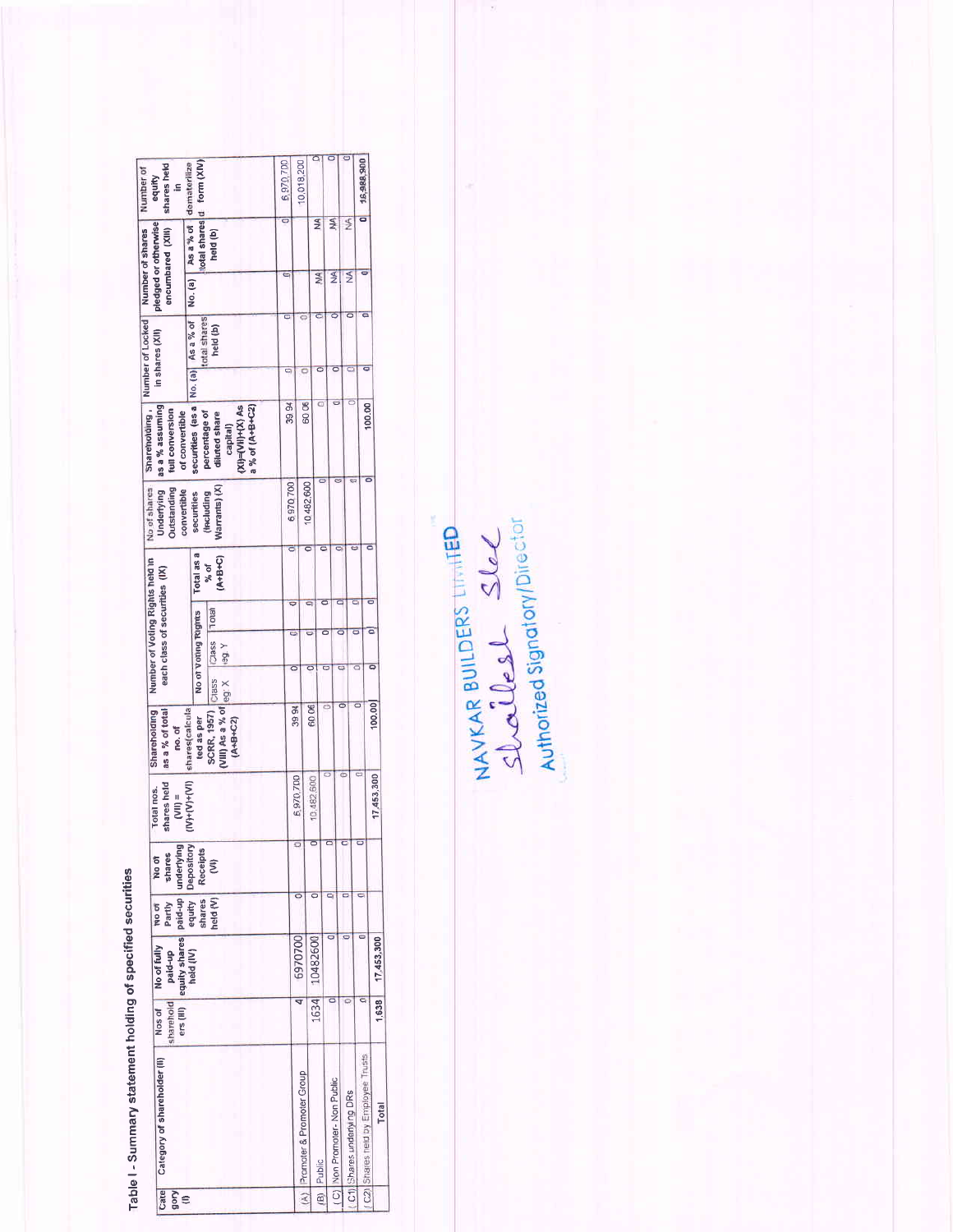# Table I - Summary statement holding of specified securities

| Category (I) | Category of shareholder (II) | Nos of shareholders (III) | No of fully paid-up equity shares held (IV) | No of Partly paid-up equity shares held (V) | No of shares underlying Depository Receipts (VI) | Total nos. shares held (VII) = (IV)+(V)+(VI) | Shareholding as a % of total no. of shares (calculated as per SCRR, 1957) (VIII) As a % of (A+B+C2) | Number of Voting Rights held in each class of securities (IX) | | | | No of shares Underlying Outstanding convertible securities (including Warrants) (X) | Shareholding, as a % assuming full conversion of convertible securities (as a percentage of diluted share capital) (XI)=(VII)+(X) As a % of (A+B+C2) | Number of Locked in shares (XII) | | Number of shares pledged or otherwise encumbered (XIII) | | Number of equity shares held in dematerialized form (XIV) |
|---|---|---|---|---|---|---|---|---|---|---|---|---|---|---|---|---|---|---|
| | | | | | | | | No of Voting Rights | | | Total as a % of (A+B+C) | | | No. (a) | As a % of total shares held (b) | No. (a) | As a % of total shares held (b) | |
| | | | | | | | | Class eg: X | Class eg: Y | Total | | | | | | | | |
| (A) | Promoter & Promoter Group | 4 | 6970700 | 0 | 0 | 6,970,700 | 39.94 | 0 | 0 | 0 | 0 | 6,970,700 | 39.94 | 0 | 0 | 0 | 0 | 6,970,700 |
| (B) | Public | 1634 | 10482600 | 0 | 0 | 10,482,600 | 60.06 | 0 | 0 | 0 | 0 | 10,482,600 | 60.06 | 0 | 0 | | | 10,018,200 |
| (C) | Non Promoter- Non Public | 0 | 0 | 0 | 0 | 0 | 0 | 0 | 0 | 0 | 0 | 0 | 0 | 0 | 0 | NA | NA | 0 |
| (C1) | Shares underlying DRs | 0 | 0 | 0 | 0 | 0 | 0 | 0 | 0 | 0 | 0 | 0 | 0 | 0 | 0 | NA | NA | 0 |
| (C2) | Shares held by Employee Trusts | 0 | 0 | 0 | 0 | 0 | 0 | 0 | 0 | 0 | 0 | 0 | 0 | 0 | 0 | NA | NA | 0 |
| | Total | 1,638 | 17,453,300 | 0 | 0 | 17,453,300 | 100.00 | 0 | 0 | 0 | 0 | 0 | 100.00 | 0 | 0 | 0 | 0 | 16,988,900 |

NAVKAR BUILDERS LIMITED

Authorized Signatory/Director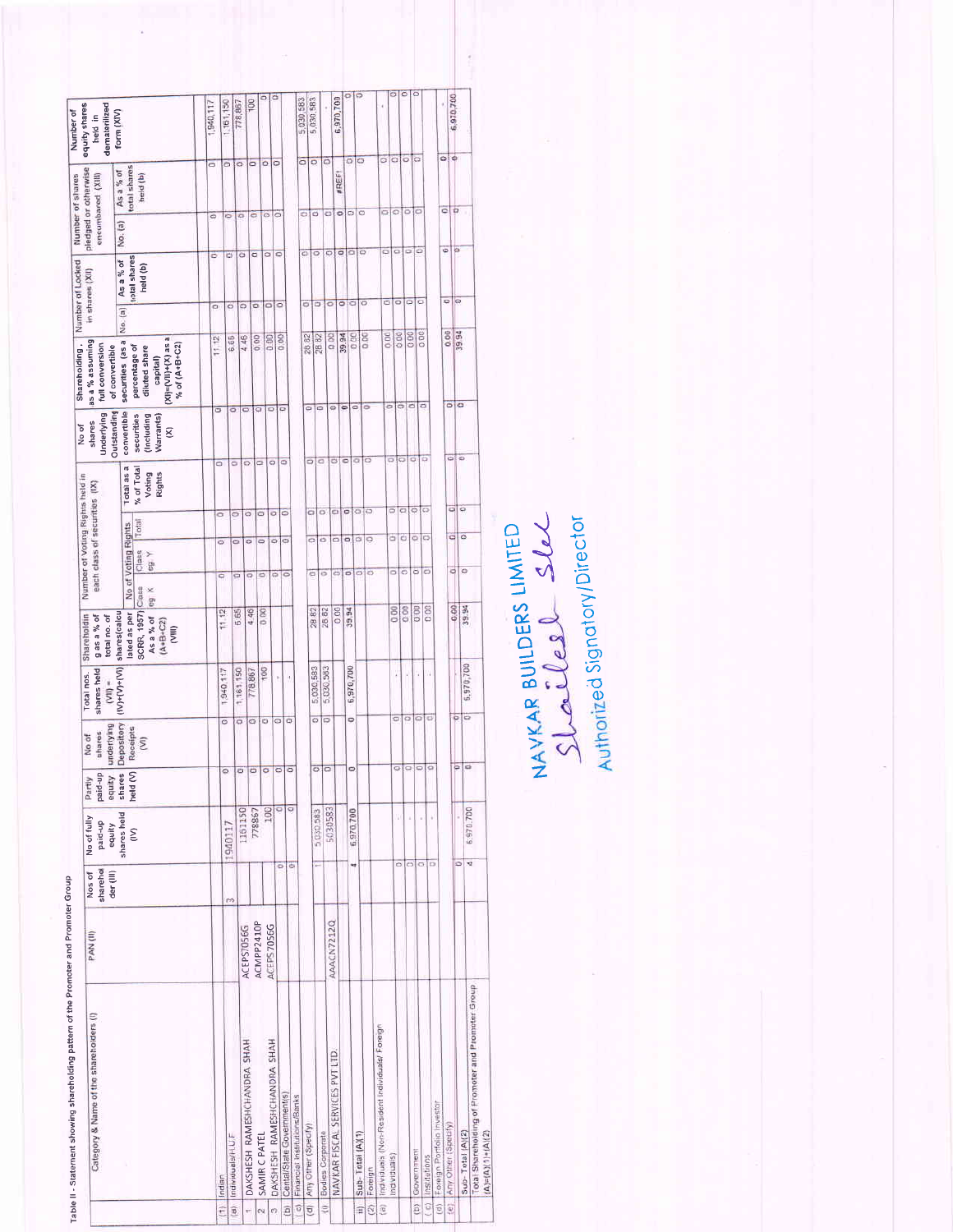Table II - Statement showing shareholding pattern of the Promoter and Promoter Group

| | Category & Name of the shareholders (I) | PAN (II) | Nos of shareholder (III) | No of fully paid-up equity shares held (IV) | Partly paid-up equity shares held (V) | No of shares underlying Depository Receipts (VI) | Total nos. shares held (VII) = (IV)+(V)+(VI) | Shareholding as a % of total no. of shares (calculated as per SCRR, 1957) As a % of (A+B+C2) (VIII) | Number of Voting Rights held in each class of securities (IX) | | | | No of shares Underlying Outstanding convertible securities (including Warrants) (X) | Shareholding, as a % assuming full conversion of convertible securities (as a percentage of diluted share capital) (XI)=(VII)+(X) as a % of (A+B+C2) | Number of Locked in shares (XII) | | Number of shares pledged or otherwise encumbered (XIII) | | Number of equity shares held in dematerilized form (XIV) |
|---|---|---|---|---|---|---|---|---|---|---|---|---|---|---|---|---|---|---|---|
| | | | | | | | | | No of Voting Rights | | | Total as a % of Total Voting Rights | | | No. (a) | As a % of total shares held (b) | No. (a) | As a % of total shares held (b) | |
| | | | | | | | | | Class eg: X | Class eg: Y | Total | | | | | | | | |
| (1) | Indian | | | | | | | | | | | | | | | | | | |
| (a) | Individuals/H.U.F | | 3 | 1940117 | 0 | 0 | 1,940,117 | 11.12 | 0 | 0 | 0 | 0 | 0 | 11.12 | 0 | 0 | 0 | 0 | 1,940,117 |
| 1 | DAKSHESH RAMESHCHANDRA SHAH | ACEPS7056G | | 1161150 | 0 | 0 | 1,161,150 | 6.65 | 0 | 0 | 0 | 0 | 0 | 6.65 | 0 | 0 | 0 | 0 | 1,161,150 |
| 2 | SAMIR C PATEL | ACMPP2410P | | 778867 | 0 | 0 | 778,867 | 4.46 | 0 | 0 | 0 | 0 | 0 | 4.46 | 0 | 0 | 0 | 0 | 778,867 |
| 3 | DAKSHESH RAMESHCHANDRA SHAH | ACEPS7056G | | 100 | 0 | 0 | 100 | 0.00 | 0 | 0 | 0 | 0 | 0 | 0.00 | 0 | 0 | 0 | 0 | 100 |
| (b) | Central/State Government(s) | | 0 | 0 | 0 | 0 | - | | 0 | 0 | 0 | 0 | 0 | 0.00 | 0 | 0 | 0 | 0 | 0 |
| (c) | Financial Institutions/Banks | | 0 | 0 | 0 | 0 | - | | 0 | 0 | 0 | 0 | 0 | 0.00 | 0 | 0 | 0 | 0 | 0 |
| (d) | Any Other (Specify) | | | | | | | | | | | | | | | | | | |
| (i) | Bodies Corporate | | 1 | 5,030,583 | 0 | 0 | 5,030,583 | 28.82 | 0 | 0 | 0 | 0 | 0 | 28.82 | 0 | 0 | 0 | 0 | 5,030,583 |
| | NAVKAR FISCAL SERVICES PVT LTD. | AAACN7212Q | | 5030583 | 0 | 0 | 5,030,583 | 28.82 | 0 | 0 | 0 | 0 | 0 | 28.82 | 0 | 0 | 0 | 0 | 5,030,583 |
| | | | | | | | | 0.00 | 0 | 0 | 0 | 0 | 0 | 0.00 | 0 | 0 | 0 | 0 | - |
| | Sub-Total (A)(1) | | 4 | 6,970,700 | 0 | 0 | 6,970,700 | 39.94 | 0 | 0 | 0 | 0 | 0 | 39.94 | 0 | 0 | 0 | #REF! | 6,970,700 |
| (2) | Foreign | | | | | | | | 0 | 0 | 0 | 0 | 0 | 0.00 | 0 | 0 | 0 | 0 | 0 |
| (a) | Individuals (Non-Resident Individuals/ Foreign Individuals) | | | | | | | | 0 | 0 | 0 | | 0 | 0.00 | 0 | 0 | 0 | 0 | 0 |
| | | | 0 | - | 0 | 0 | - | 0.00 | 0 | 0 | 0 | 0 | 0 | 0.00 | 0 | 0 | 0 | 0 | - |
| (b) | Government | | 0 | - | 0 | 0 | - | 0.00 | 0 | 0 | 0 | 0 | 0 | 0.00 | 0 | 0 | 0 | 0 | 0 |
| (c) | Institutions | | 0 | - | 0 | 0 | - | 0.00 | 0 | 0 | 0 | 0 | 0 | 0.00 | 0 | 0 | 0 | 0 | 0 |
| (d) | Foreign Portfolio Investor | | 0 | - | 0 | 0 | - | 0.00 | 0 | 0 | 0 | 0 | 0 | 0.00 | 0 | 0 | 0 | 0 | 0 |
| (e) | Any Other (Specify) | | | | | | | | | | | | | | | | | | |
| | Sub-Total (A)(2) | | 0 | - | 0 | 0 | - | 0.00 | 0 | 0 | 0 | 0 | 0 | 0.00 | 0 | 0 | 0 | 0 | - |
| | Total Shareholding of Promoter and Promoter Group (A)=(A)(1)+(A)(2) | | 4 | 6,970,700 | 0 | 0 | 6,970,700 | 39.94 | 0 | 0 | 0 | 0 | 0 | 39.94 | 0 | 0 | 0 | 0 | 6,970,700 |

NAVKAR BUILDERS LIMITED

Authorized Signatory/Director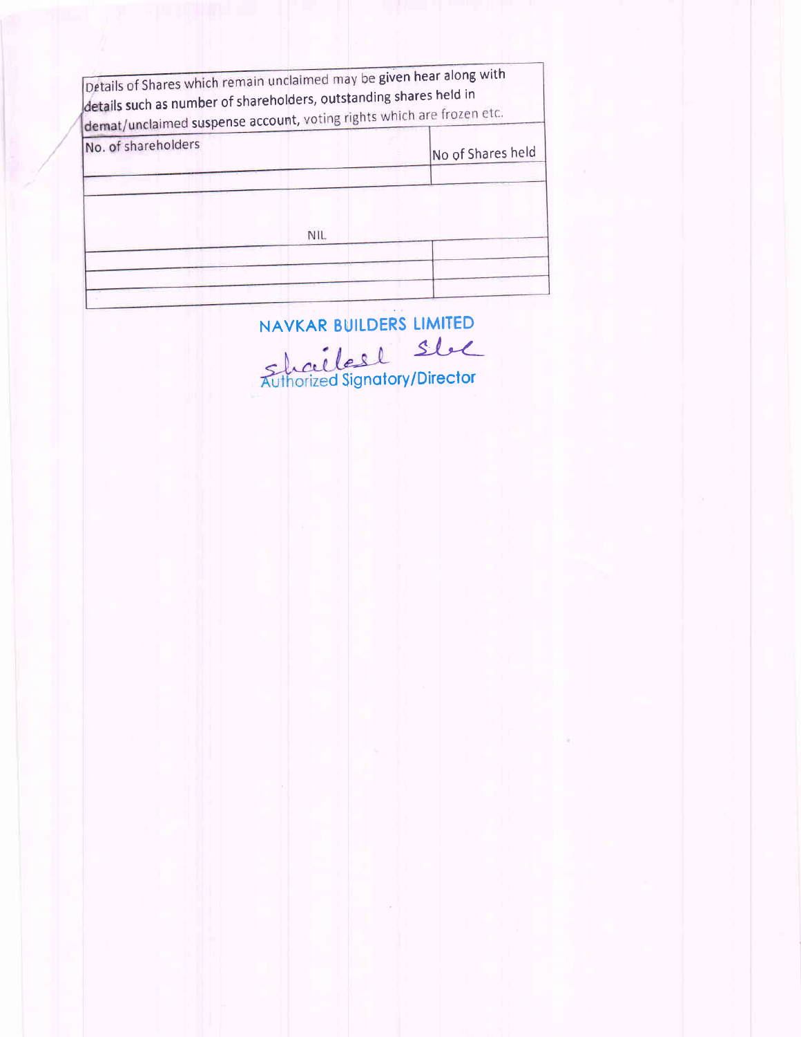| Details of Shares which remain unclaimed may be given hear along with details such as number of shareholders, outstanding shares held in demat/unclaimed suspense account, voting rights which are frozen etc. | |
|---|---|
| No. of shareholders | No of Shares held |
| | |
| NIL | |
| | |
| | |
| | |

NAVKAR BUILDERS LIMITED

Authorized Signatory/Director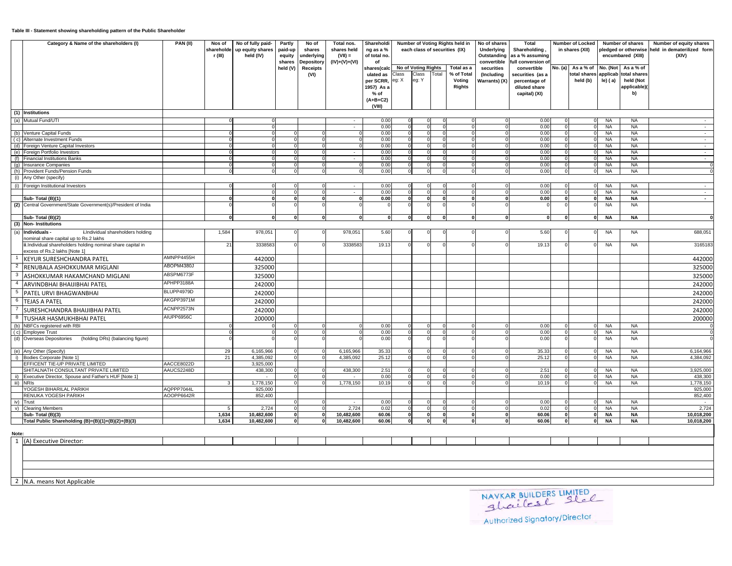**Table III - Statement showing shareholding pattern of the Public Shareholder**

| | Category & Name of the shareholders (I) | PAN (II) | Nos of shareholder (III) | No of fully paid-up equity shares held (IV) | Partly paid-up equity shares held (V) | No of shares underlying Depository Receipts (VI) | Total nos. shares held (VII) = (IV)+(V)+(VI) | Shareholding as a % of total no. of shares(calculated as per SCRR, 1957) As a % of (A+B+C2) (VIII) | Number of Voting Rights held in each class of securities (IX) | | | | No of shares Underlying Outstanding convertible securities (Including Warrants) (X) | Total Shareholding , as a % assuming full conversion of convertible securities (as a percentage of diluted share capital) (XI) | Number of Locked in shares (XII) | | Number of shares pledged or otherwise encumbared (XIII) | | Number of equity shares held in dematerilized form (XIV) |
|---|---|---|---|---|---|---|---|---|---|---|---|---|---|---|---|---|---|---|---|
| | | | | | | | | | No of Voting Rights | | | Total as a % of Total Voting Rights | | | No. (a) | As a % of total shares held (b) | No. (Not applicable) ( a) | As a % of total shares held (Not applicable)( b) | |
| | | | | | | | | | Class eg: X | Class eg: Y | Total | | | | | | | | |
| (1) | Institutions | | | | | | | | | | | | | | | | | | |
| (a) | Mutual Fund/UTI | | 0 | 0 | | | - | 0.00 | 0 | 0 | 0 | 0 | 0 | 0.00 | 0 | 0 | NA | NA | - |
| | | | | 0 | | | - | 0.00 | 0 | 0 | 0 | 0 | 0 | 0.00 | 0 | 0 | NA | NA | - |
| (b) | Venture Capital Funds | | 0 | 0 | 0 | 0 | 0 | 0.00 | 0 | 0 | 0 | 0 | 0 | 0.00 | 0 | 0 | NA | NA | - |
| ( c) | Alternate Investment Funds | | 0 | 0 | 0 | 0 | 0 | 0.00 | 0 | 0 | 0 | 0 | 0 | 0.00 | 0 | 0 | NA | NA | - |
| (d) | Foreign Venture Capital Investors | | 0 | 0 | 0 | 0 | 0 | 0.00 | 0 | 0 | 0 | 0 | 0 | 0.00 | 0 | 0 | NA | NA | - |
| (e) | Foreign Portfolio Investors | | 0 | 0 | 0 | 0 | - | 0.00 | 0 | 0 | 0 | 0 | 0 | 0.00 | 0 | 0 | NA | NA | - |
| (f) | Financial Institutions Banks | | 0 | 0 | 0 | 0 | - | 0.00 | 0 | 0 | 0 | 0 | 0 | 0.00 | 0 | 0 | NA | NA | - |
| (g) | Insurance Companies | | 0 | 0 | 0 | 0 | 0 | 0.00 | 0 | 0 | 0 | 0 | 0 | 0.00 | 0 | 0 | NA | NA | 0 |
| (h) | Provident Funds/Pension Funds | | 0 | 0 | 0 | 0 | 0 | 0.00 | 0 | 0 | 0 | 0 | 0 | 0.00 | 0 | 0 | NA | NA | 0 |
| (i) | Any Other (specify) | | | | | | | | | | | | | | | | | | |
| (i) | Foreign Institutional Investors | | 0 | 0 | 0 | 0 | - | 0.00 | 0 | 0 | 0 | 0 | 0 | 0.00 | 0 | 0 | NA | NA | - |
| | | | | 0 | 0 | 0 | - | 0.00 | 0 | 0 | 0 | 0 | 0 | 0.00 | 0 | 0 | NA | NA | - |
| | **Sub- Total (B)(1)** | | **0** | **0** | **0** | **0** | **0** | **0.00** | **0** | **0** | **0** | **0** | **0** | **0.00** | **0** | **0** | **NA** | **NA** | **-** |
| (2) | Central Government/State Government(s)/President of India | | 0 | 0 | 0 | 0 | 0 | 0 | 0 | 0 | 0 | 0 | 0 | 0 | 0 | 0 | NA | NA | |
| | **Sub- Total (B)(2)** | | **0** | **0** | **0** | **0** | **0** | **0** | **0** | **0** | **0** | **0** | **0** | **0** | **0** | **0** | **NA** | **NA** | **0** |
| (3) | Non- Institutions | | | | | | | | | | | | | | | | | | |
| (a) | **Individuals -** i.Individual shareholders holding nominal share capital up to Rs.2 lakhs | | 1,584 | 978,051 | 0 | 0 | 978,051 | 5.60 | 0 | 0 | 0 | 0 | 0 | 5.60 | 0 | 0 | NA | NA | 688,051 |
| | ii.Individual shareholders holding nominal share capital in excess of Rs.2 lakhs [Note 1] | | 21 | 3338583 | 0 | 0 | 3338583 | 19.13 | 0 | 0 | 0 | 0 | 0 | 19.13 | 0 | 0 | NA | NA | 3165183 |
| 1 | KEYUR SURESHCHANDRA PATEL | AMNPP4455H | | 442000 | | | | | | | | | | | | | | | 442000 |
| 2 | RENUBALA ASHOKKUMAR MIGLANI | ABOPM4380J | | 325000 | | | | | | | | | | | | | | | 325000 |
| 3 | ASHOKKUMAR HAKAMCHAND MIGLANI | ABSPM6773F | | 325000 | | | | | | | | | | | | | | | 325000 |
| 4 | ARVINDBHAI BHAIJIBHAI PATEL | APHPP3188A | | 242000 | | | | | | | | | | | | | | | 242000 |
| 5 | PATEL URVI BHAGWANBHAI | BLUPP4979D | | 242000 | | | | | | | | | | | | | | | 242000 |
| 6 | TEJAS A PATEL | AKGPP3971M | | 242000 | | | | | | | | | | | | | | | 242000 |
| 7 | SURESHCHANDRA BHAIJIBHAI PATEL | ACNPP2573N | | 242000 | | | | | | | | | | | | | | | 242000 |
| 8 | TUSHAR HASMUKHBHAI PATEL | AIUPP6956C | | 200000 | | | | | | | | | | | | | | | 200000 |
| (b) | NBFCs registered with RBI | | 0 | 0 | 0 | 0 | 0 | 0.00 | 0 | 0 | 0 | 0 | 0 | 0.00 | 0 | 0 | NA | NA | 0 |
| ( c) | Employee Trust | | 0 | 0 | 0 | 0 | 0 | 0.00 | 0 | 0 | 0 | 0 | 0 | 0.00 | 0 | 0 | NA | NA | 0 |
| (d) | Overseas Depositories (holding DRs) (balancing figure) | | 0 | 0 | 0 | 0 | 0 | 0.00 | 0 | 0 | 0 | 0 | 0 | 0.00 | 0 | 0 | NA | NA | 0 |
| (e) | Any Other (Specify) | | 29 | 6,165,966 | 0 | 0 | 6,165,966 | 35.33 | 0 | 0 | 0 | 0 | 0 | 35.33 | 0 | 0 | NA | NA | 6,164,966 |
| i) | Bodies Corporate [Note 1] | | 21 | 4,385,092 | 0 | 0 | 4,385,092 | 25.12 | 0 | 0 | 0 | 0 | 0 | 25.12 | 0 | 0 | NA | NA | 4,384,092 |
| | EFFICENT TIE-UP PRIVATE LIMITED | AACCE8022D | | 3,925,000 | | | | | | | | | | | | | | | |
| | SHITALNATH CONSULTANT PRIVATE LIMITED | AAUCS2248D | | 438,300 | 0 | 0 | 438,300 | 2.51 | 0 | 0 | 0 | 0 | 0 | 2.51 | 0 | 0 | NA | NA | 3,925,000 |
| ii) | Executive Director, Spouse and Father's HUF [Note 1] | | | - | 0 | 0 | - | 0.00 | 0 | 0 | 0 | 0 | 0 | 0.00 | 0 | 0 | NA | NA | 438,300 |
| iii) | NRIs | | 3 | 1,778,150 | 0 | 0 | 1,778,150 | 10.19 | 0 | 0 | 0 | 0 | 0 | 10.19 | 0 | 0 | NA | NA | 1,778,150 |
| | YOGESH BIHARILAL PARIKH | AQPPP7044L | | 925,000 | | | | | | | | | | | | | | | 925,000 |
| | RENUKA YOGESH PARIKH | AOOPP6642R | | 852,400 | | | | | | | | | | | | | | | 852,400 |
| iv) | Trust | | | | 0 | 0 | - | 0.00 | 0 | 0 | 0 | 0 | 0 | 0.00 | 0 | 0 | NA | NA | - |
| v) | Clearing Members | | 5 | 2,724 | 0 | 0 | 2,724 | 0.02 | 0 | 0 | 0 | 0 | 0 | 0.02 | 0 | 0 | NA | NA | 2,724 |
| | **Sub- Total (B)(3)** | | **1,634** | **10,482,600** | **0** | **0** | **10,482,600** | **60.06** | **0** | **0** | **0** | **0** | **0** | **60.06** | **0** | **0** | **NA** | **NA** | **10,018,200** |
| | **Total Public Shareholding (B)=(B)(1)+(B)(2)+(B)(3)** | | **1,634** | **10,482,600** | **0** | **0** | **10,482,600** | **60.06** | **0** | **0** | **0** | **0** | **0** | **60.06** | **0** | **0** | **NA** | **NA** | **10,018,200** |

**Note:**

1 (A) Executive Director:

2 N.A. means Not Applicable

NAVKAR BUILDERS LIMITED

Authorized Signatory/Director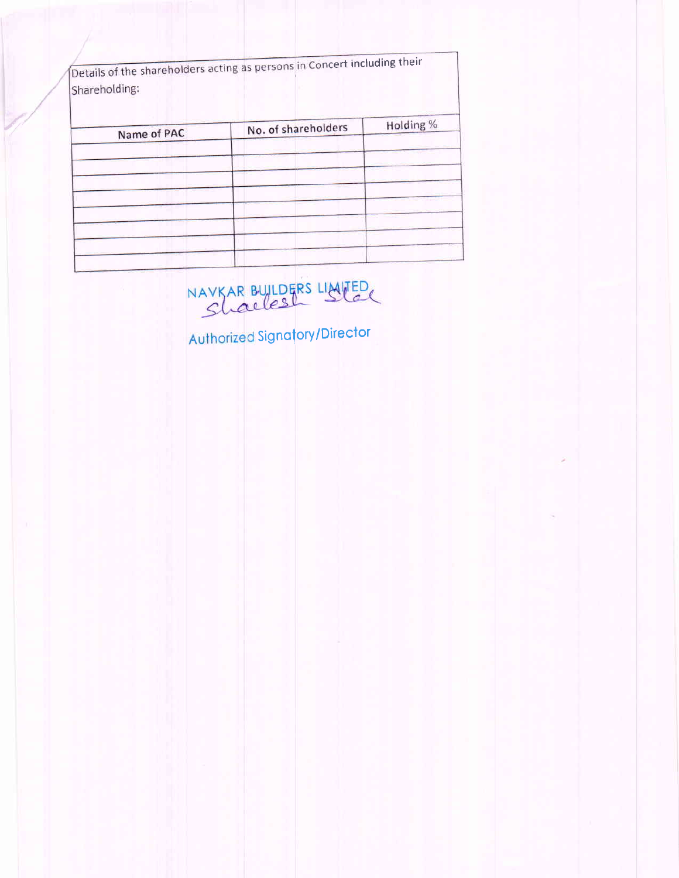Details of the shareholders acting as persons in Concert including their Shareholding:

| Name of PAC | No. of shareholders | Holding % |
|---|---|---|
| | | |
| | | |
| | | |
| | | |
| | | |
| | | |
| | | |
| | | |

NAVKAR BUILDERS LIMITED

Authorized Signatory/Director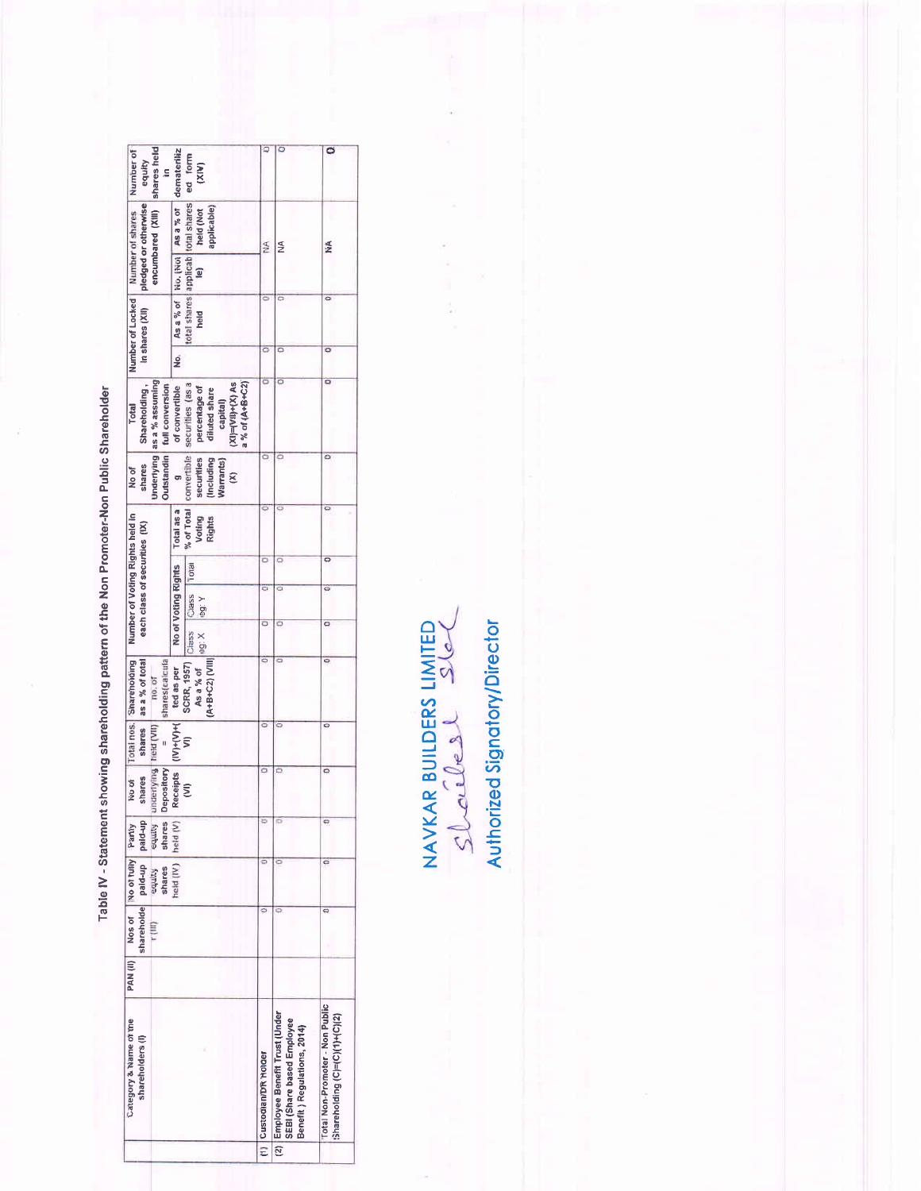## Table IV - Statement showing shareholding pattern of the Non Promoter-Non Public Shareholder

| | Category & Name of the shareholders (I) | PAN (II) | Nos of shareholder (III) | No of fully paid-up equity shares held (IV) | Partly paid-up equity shares held (V) | No of shares underlying Depository Receipts (VI) | Total nos. shares held (VII) = (IV)+(V)+(VI) | Shareholding as a % of total no. of shares(calculated as per SCRR, 1957) As a % of (A+B+C2) (VIII) | Number of Voting Rights held in each class of securities (IX) | | | | No of shares Underlying Outstanding convertible securities (Including Warrants) (X) | Total Shareholding, as a % assuming full conversion of convertible securities (as a percentage of diluted share capital) (XI)=(VII)+(X) As a % of (A+B+C2) | Number of Locked in shares (XII) | | Number of shares pledged or otherwise encumbered (XIII) | | Number of equity shares held in dematerilized form (XIV) |
|---|---|---|---|---|---|---|---|---|---|---|---|---|---|---|---|---|---|---|---|
| | | | | | | | | | No of Voting Rights | | | Total as a % of Total Voting Rights | | | No. | As a % of total shares held | No. (Not applicable) | As a % of total shares held (Not applicable) | |
| | | | | | | | | | Class eg: X | Class eg: Y | Total | | | | | | | | |
| (1) | Custodian/DR Holder | | 0 | 0 | 0 | 0 | 0 | 0 | 0 | 0 | 0 | 0 | 0 | 0 | 0 | 0 | | NA | 0 |
| (2) | Employee Benefit Trust (Under SEBI (Share based Employee Benefit ) Regulations, 2014) | | 0 | 0 | 0 | 0 | 0 | 0 | 0 | 0 | 0 | 0 | 0 | 0 | 0 | 0 | | NA | 0 |
| | Total Non-Promoter - Non Public Shareholding (C)=(C)(1)+(C)(2) | | 0 | 0 | 0 | 0 | 0 | 0 | 0 | 0 | 0 | 0 | 0 | 0 | 0 | 0 | | NA | 0 |

NAVKAR BUILDERS LIMITED

Authorized Signatory/Director